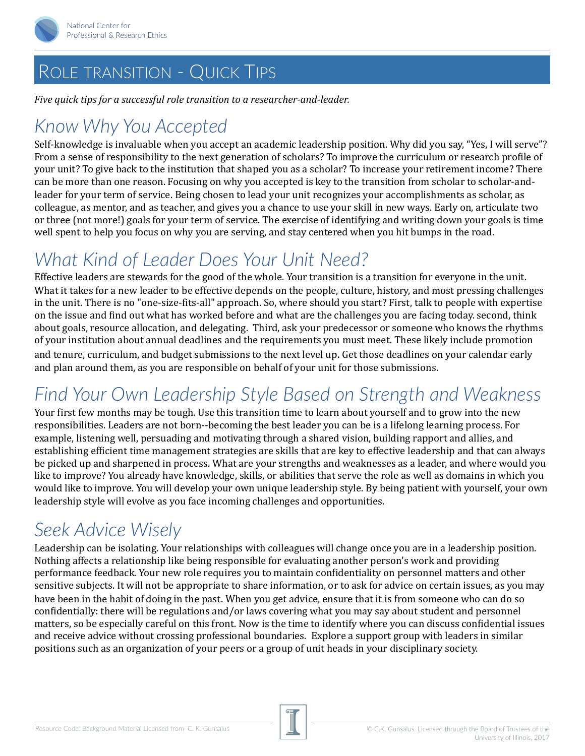# Role transition - Quick Tips

*Five quick tips for a successful role transition to a researcher-and-leader.*

## Know Why You Accepted

Self-knowledge is invaluable when you accept an academic leadership position. Why did you say, "Yes, I will serve"? From a sense of responsibility to the next generation of scholars? To improve the curriculum or research profile of your unit? To give back to the institution that shaped you as a scholar? To increase your retirement income? There can be more than one reason. Focusing on why you accepted is key to the transition from scholar to scholar-and-leader for your term of service. Being chosen to lead your unit recognizes your accomplishments as scholar, as colleague, as mentor, and as teacher, and gives you a chance to use your skill in new ways. Early on, articulate two or three (not more!) goals for your term of service. The exercise of identifying and writing down your goals is time well spent to help you focus on why you are serving, and stay centered when you hit bumps in the road.

## What Kind of Leader Does Your Unit Need?

Effective leaders are stewards for the good of the whole. Your transition is a transition for everyone in the unit. What it takes for a new leader to be effective depends on the people, culture, history, and most pressing challenges in the unit. There is no "one-size-fits-all" approach. So, where should you start? First, talk to people with expertise on the issue and find out what has worked before and what are the challenges you are facing today. second, think about goals, resource allocation, and delegating. Third, ask your predecessor or someone who knows the rhythms of your institution about annual deadlines and the requirements you must meet. These likely include promotion and tenure, curriculum, and budget submissions to the next level up. Get those deadlines on your calendar early and plan around them, as you are responsible on behalf of your unit for those submissions.

## Find Your Own Leadership Style Based on Strength and Weakness

Your first few months may be tough. Use this transition time to learn about yourself and to grow into the new responsibilities. Leaders are not born--becoming the best leader you can be is a lifelong learning process. For example, listening well, persuading and motivating through a shared vision, building rapport and allies, and establishing efficient time management strategies are skills that are key to effective leadership and that can always be picked up and sharpened in process. What are your strengths and weaknesses as a leader, and where would you like to improve? You already have knowledge, skills, or abilities that serve the role as well as domains in which you would like to improve. You will develop your own unique leadership style. By being patient with yourself, your own leadership style will evolve as you face incoming challenges and opportunities.

## Seek Advice Wisely

Leadership can be isolating. Your relationships with colleagues will change once you are in a leadership position. Nothing affects a relationship like being responsible for evaluating another person's work and providing performance feedback. Your new role requires you to maintain confidentiality on personnel matters and other sensitive subjects. It will not be appropriate to share information, or to ask for advice on certain issues, as you may have been in the habit of doing in the past. When you get advice, ensure that it is from someone who can do so confidentially: there will be regulations and/or laws covering what you may say about student and personnel matters, so be especially careful on this front. Now is the time to identify where you can discuss confidential issues and receive advice without crossing professional boundaries. Explore a support group with leaders in similar positions such as an organization of your peers or a group of unit heads in your disciplinary society.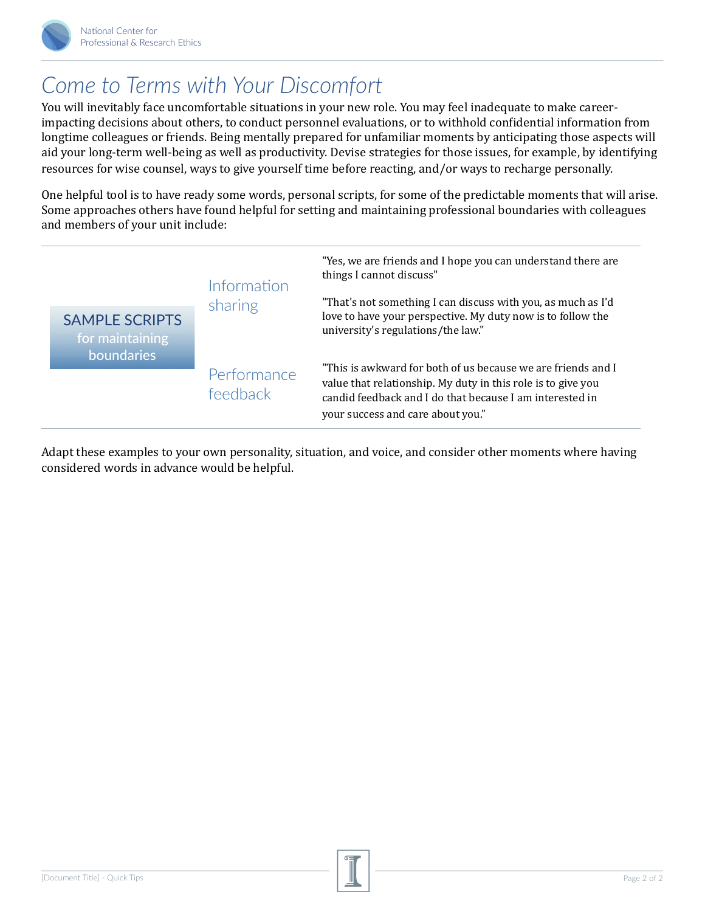# Come to Terms with Your Discomfort

You will inevitably face uncomfortable situations in your new role. You may feel inadequate to make career-impacting decisions about others, to conduct personnel evaluations, or to withhold confidential information from longtime colleagues or friends. Being mentally prepared for unfamiliar moments by anticipating those aspects will aid your long-term well-being as well as productivity. Devise strategies for those issues, for example, by identifying resources for wise counsel, ways to give yourself time before reacting, and/or ways to recharge personally.

One helpful tool is to have ready some words, personal scripts, for some of the predictable moments that will arise. Some approaches others have found helpful for setting and maintaining professional boundaries with colleagues and members of your unit include:

| SAMPLE SCRIPTS for maintaining boundaries | | |
|---|---|---|
| | Information sharing | "Yes, we are friends and I hope you can understand there are things I cannot discuss"<br><br>"That's not something I can discuss with you, as much as I'd love to have your perspective. My duty now is to follow the university's regulations/the law." |
| | Performance feedback | "This is awkward for both of us because we are friends and I value that relationship. My duty in this role is to give you candid feedback and I do that because I am interested in your success and care about you." |

Adapt these examples to your own personality, situation, and voice, and consider other moments where having considered words in advance would be helpful.